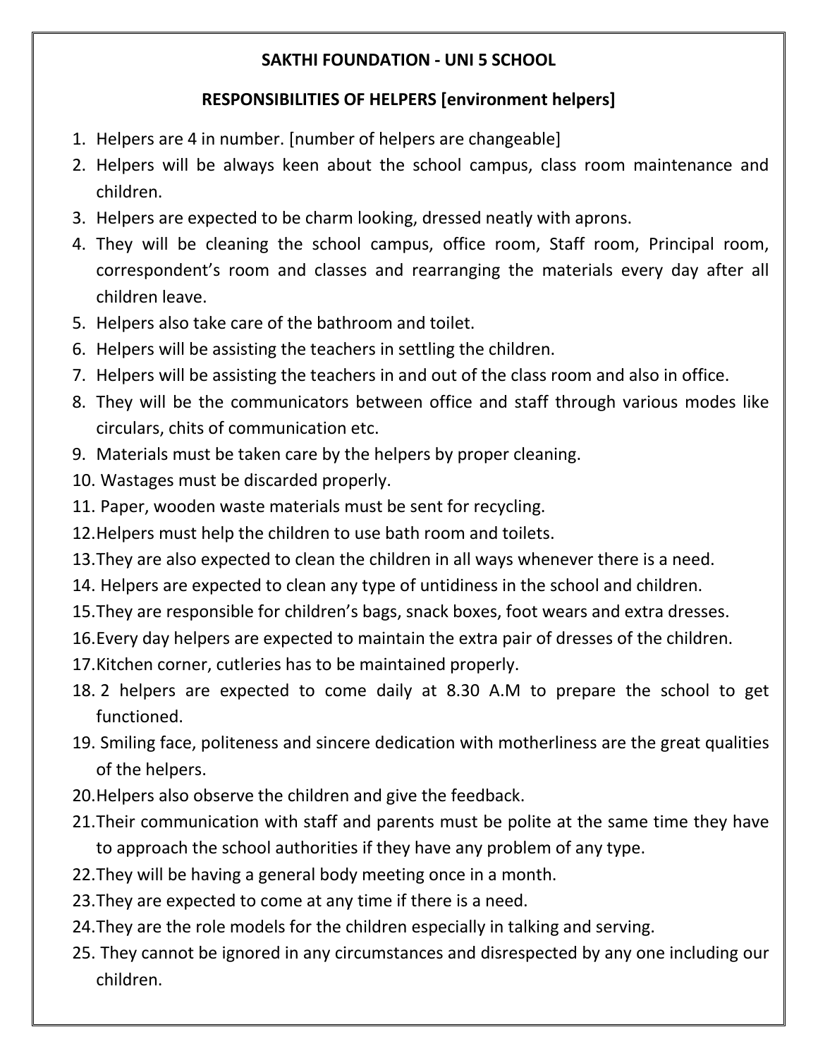**SAKTHI FOUNDATION - UNI 5 SCHOOL**

**RESPONSIBILITIES OF HELPERS [environment helpers]**

1. Helpers are 4 in number. [number of helpers are changeable]
2. Helpers will be always keen about the school campus, class room maintenance and children.
3. Helpers are expected to be charm looking, dressed neatly with aprons.
4. They will be cleaning the school campus, office room, Staff room, Principal room, correspondent's room and classes and rearranging the materials every day after all children leave.
5. Helpers also take care of the bathroom and toilet.
6. Helpers will be assisting the teachers in settling the children.
7. Helpers will be assisting the teachers in and out of the class room and also in office.
8. They will be the communicators between office and staff through various modes like circulars, chits of communication etc.
9. Materials must be taken care by the helpers by proper cleaning.
10. Wastages must be discarded properly.
11. Paper, wooden waste materials must be sent for recycling.
12. Helpers must help the children to use bath room and toilets.
13. They are also expected to clean the children in all ways whenever there is a need.
14. Helpers are expected to clean any type of untidiness in the school and children.
15. They are responsible for children's bags, snack boxes, foot wears and extra dresses.
16. Every day helpers are expected to maintain the extra pair of dresses of the children.
17. Kitchen corner, cutleries has to be maintained properly.
18. 2 helpers are expected to come daily at 8.30 A.M to prepare the school to get functioned.
19. Smiling face, politeness and sincere dedication with motherliness are the great qualities of the helpers.
20. Helpers also observe the children and give the feedback.
21. Their communication with staff and parents must be polite at the same time they have to approach the school authorities if they have any problem of any type.
22. They will be having a general body meeting once in a month.
23. They are expected to come at any time if there is a need.
24. They are the role models for the children especially in talking and serving.
25. They cannot be ignored in any circumstances and disrespected by any one including our children.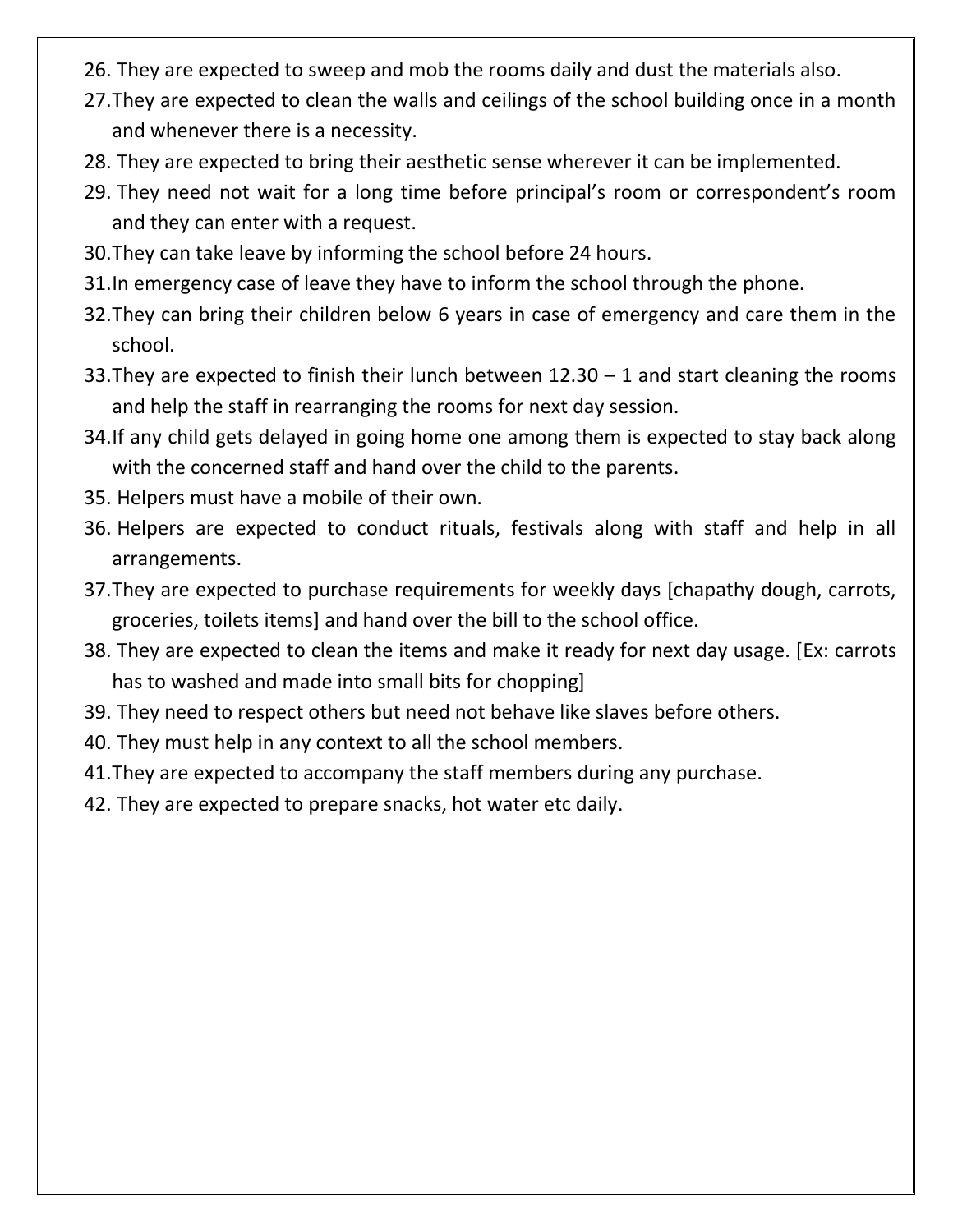26. They are expected to sweep and mob the rooms daily and dust the materials also.
27. They are expected to clean the walls and ceilings of the school building once in a month and whenever there is a necessity.
28. They are expected to bring their aesthetic sense wherever it can be implemented.
29. They need not wait for a long time before principal's room or correspondent's room and they can enter with a request.
30. They can take leave by informing the school before 24 hours.
31. In emergency case of leave they have to inform the school through the phone.
32. They can bring their children below 6 years in case of emergency and care them in the school.
33. They are expected to finish their lunch between 12.30 – 1 and start cleaning the rooms and help the staff in rearranging the rooms for next day session.
34. If any child gets delayed in going home one among them is expected to stay back along with the concerned staff and hand over the child to the parents.
35. Helpers must have a mobile of their own.
36. Helpers are expected to conduct rituals, festivals along with staff and help in all arrangements.
37. They are expected to purchase requirements for weekly days [chapathy dough, carrots, groceries, toilets items] and hand over the bill to the school office.
38. They are expected to clean the items and make it ready for next day usage. [Ex: carrots has to washed and made into small bits for chopping]
39. They need to respect others but need not behave like slaves before others.
40. They must help in any context to all the school members.
41. They are expected to accompany the staff members during any purchase.
42. They are expected to prepare snacks, hot water etc daily.